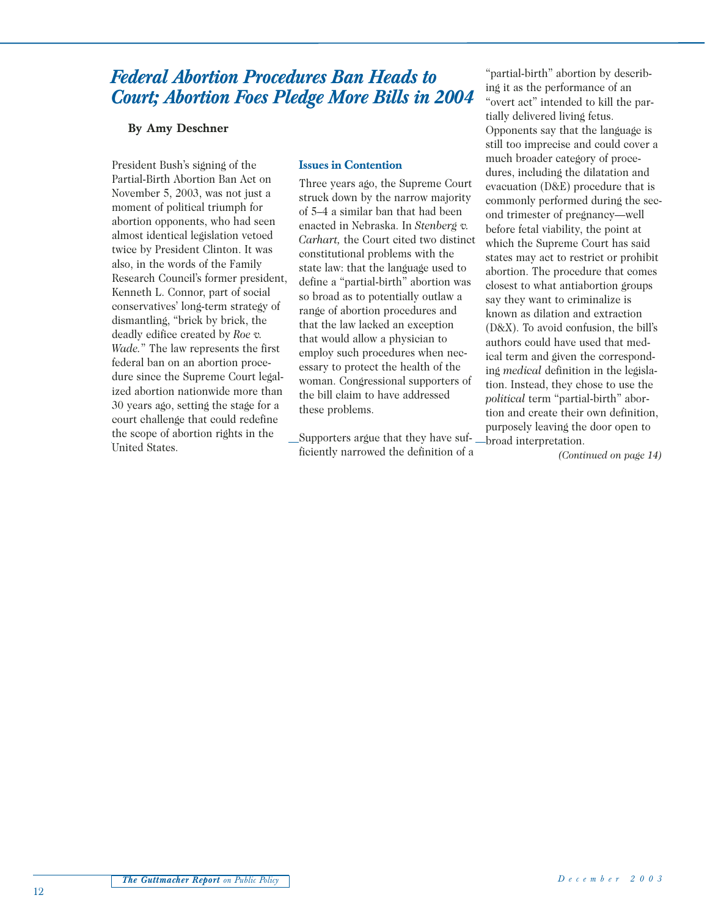# *Federal Abortion Procedures Ban Heads to Court; Abortion Foes Pledge More Bills in 2004*

**By Amy Deschner**

President Bush's signing of the Partial-Birth Abortion Ban Act on November 5, 2003, was not just a moment of political triumph for abortion opponents, who had seen almost identical legislation vetoed twice by President Clinton. It was also, in the words of the Family Research Council's former president, Kenneth L. Connor, part of social conservatives' long-term strategy of dismantling, "brick by brick, the deadly edifice created by *Roe v. Wade.*" The law represents the first federal ban on an abortion procedure since the Supreme Court legalized abortion nationwide more than 30 years ago, setting the stage for a court challenge that could redefine the scope of abortion rights in the United States.

### Issues in Contention

Three years ago, the Supreme Court struck down by the narrow majority of 5–4 a similar ban that had been enacted in Nebraska. In *Stenberg v. Carhart,* the Court cited two distinct constitutional problems with the state law: that the language used to define a "partial-birth" abortion was so broad as to potentially outlaw a range of abortion procedures and that the law lacked an exception that would allow a physician to employ such procedures when necessary to protect the health of the woman. Congressional supporters of the bill claim to have addressed these problems.

Supporters argue that they have sufficiently narrowed the definition of a "partial-birth" abortion by describing it as the performance of an "overt act" intended to kill the partially delivered living fetus. Opponents say that the language is still too imprecise and could cover a much broader category of procedures, including the dilatation and evacuation (D&E) procedure that is commonly performed during the second trimester of pregnancy—well before fetal viability, the point at which the Supreme Court has said states may act to restrict or prohibit abortion. The procedure that comes closest to what antiabortion groups say they want to criminalize is known as dilation and extraction (D&X). To avoid confusion, the bill's authors could have used that medical term and given the corresponding *medical* definition in the legislation. Instead, they chose to use the *political* term "partial-birth" abortion and create their own definition, purposely leaving the door open to broad interpretation.

*(Continued on page 14)*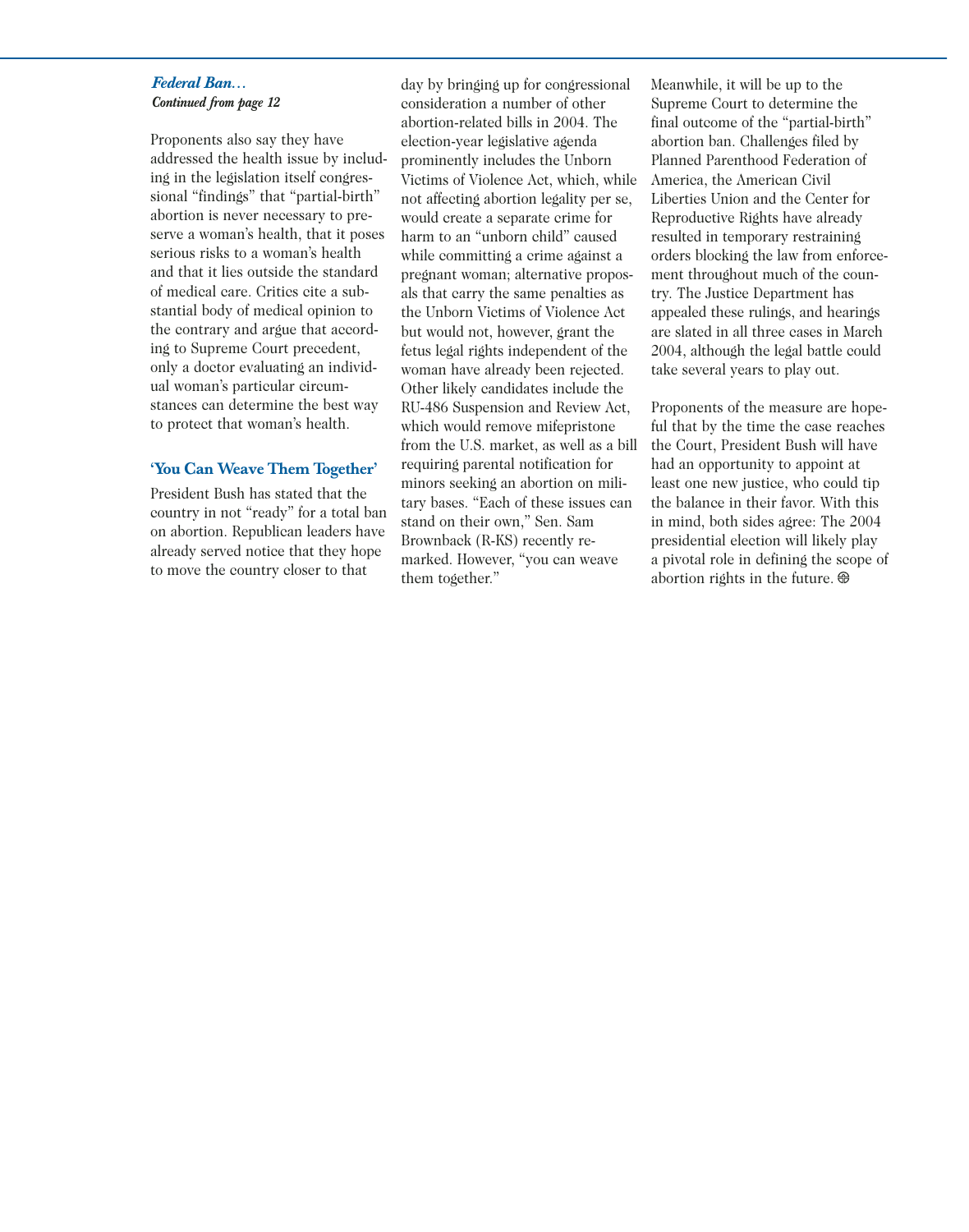***Federal Ban…***
***Continued from page 12***

Proponents also say they have addressed the health issue by including in the legislation itself congressional "findings" that "partial-birth" abortion is never necessary to preserve a woman's health, that it poses serious risks to a woman's health and that it lies outside the standard of medical care. Critics cite a substantial body of medical opinion to the contrary and argue that according to Supreme Court precedent, only a doctor evaluating an individual woman's particular circumstances can determine the best way to protect that woman's health.

## 'You Can Weave Them Together'

President Bush has stated that the country in not "ready" for a total ban on abortion. Republican leaders have already served notice that they hope to move the country closer to that day by bringing up for congressional consideration a number of other abortion-related bills in 2004. The election-year legislative agenda prominently includes the Unborn Victims of Violence Act, which, while not affecting abortion legality per se, would create a separate crime for harm to an "unborn child" caused while committing a crime against a pregnant woman; alternative proposals that carry the same penalties as the Unborn Victims of Violence Act but would not, however, grant the fetus legal rights independent of the woman have already been rejected. Other likely candidates include the RU-486 Suspension and Review Act, which would remove mifepristone from the U.S. market, as well as a bill requiring parental notification for minors seeking an abortion on military bases. "Each of these issues can stand on their own," Sen. Sam Brownback (R-KS) recently remarked. However, "you can weave them together."

Meanwhile, it will be up to the Supreme Court to determine the final outcome of the "partial-birth" abortion ban. Challenges filed by Planned Parenthood Federation of America, the American Civil Liberties Union and the Center for Reproductive Rights have already resulted in temporary restraining orders blocking the law from enforcement throughout much of the country. The Justice Department has appealed these rulings, and hearings are slated in all three cases in March 2004, although the legal battle could take several years to play out.

Proponents of the measure are hopeful that by the time the case reaches the Court, President Bush will have had an opportunity to appoint at least one new justice, who could tip the balance in their favor. With this in mind, both sides agree: The 2004 presidential election will likely play a pivotal role in defining the scope of abortion rights in the future.